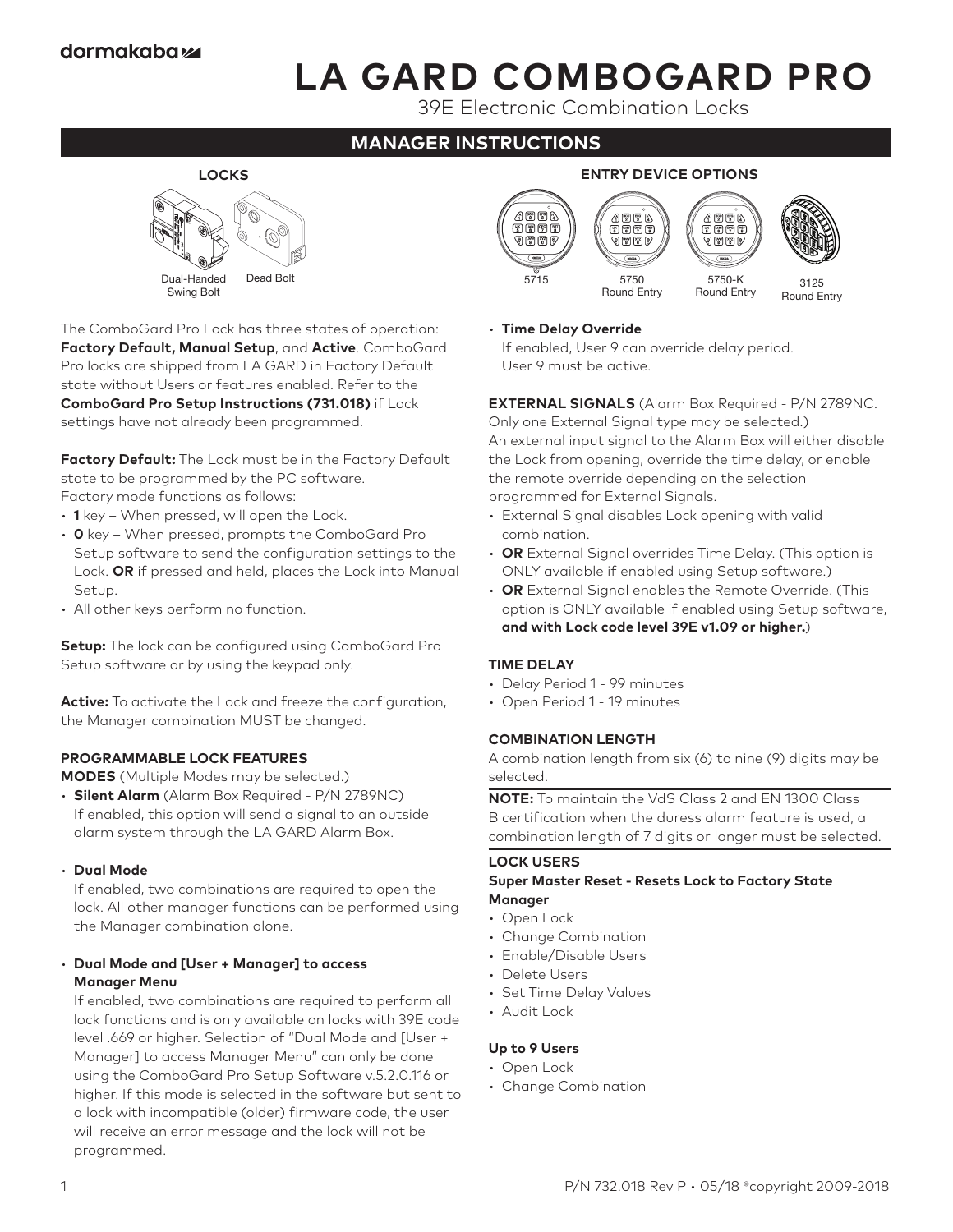dormakaba

# LA GARD COMBOGARD PRO

39E Electronic Combination Locks

## MANAGER INSTRUCTIONS

**LOCKS**

Dual-Handed Swing Bolt — Dead Bolt

**ENTRY DEVICE OPTIONS**

5715 — 5750 Round Entry — 5750-K Round Entry — 3125 Round Entry

The ComboGard Pro Lock has three states of operation: **Factory Default, Manual Setup**, and **Active**. ComboGard Pro locks are shipped from LA GARD in Factory Default state without Users or features enabled. Refer to the **ComboGard Pro Setup Instructions (731.018)** if Lock settings have not already been programmed.

**Factory Default:** The Lock must be in the Factory Default state to be programmed by the PC software.
Factory mode functions as follows:

- **1** key – When pressed, will open the Lock.
- **0** key – When pressed, prompts the ComboGard Pro Setup software to send the configuration settings to the Lock. **OR** if pressed and held, places the Lock into Manual Setup.
- All other keys perform no function.

**Setup:** The lock can be configured using ComboGard Pro Setup software or by using the keypad only.

**Active:** To activate the Lock and freeze the configuration, the Manager combination MUST be changed.

### PROGRAMMABLE LOCK FEATURES

**MODES** (Multiple Modes may be selected.)

- **Silent Alarm** (Alarm Box Required - P/N 2789NC)
  If enabled, this option will send a signal to an outside alarm system through the LA GARD Alarm Box.

- **Dual Mode**
  If enabled, two combinations are required to open the lock. All other manager functions can be performed using the Manager combination alone.

- **Dual Mode and [User + Manager] to access Manager Menu**
  If enabled, two combinations are required to perform all lock functions and is only available on locks with 39E code level .669 or higher. Selection of "Dual Mode and [User + Manager] to access Manager Menu" can only be done using the ComboGard Pro Setup Software v.5.2.0.116 or higher. If this mode is selected in the software but sent to a lock with incompatible (older) firmware code, the user will receive an error message and the lock will not be programmed.

- **Time Delay Override**
  If enabled, User 9 can override delay period. User 9 must be active.

**EXTERNAL SIGNALS** (Alarm Box Required - P/N 2789NC. Only one External Signal type may be selected.)
An external input signal to the Alarm Box will either disable the Lock from opening, override the time delay, or enable the remote override depending on the selection programmed for External Signals.

- External Signal disables Lock opening with valid combination.
- **OR** External Signal overrides Time Delay. (This option is ONLY available if enabled using Setup software.)
- **OR** External Signal enables the Remote Override. (This option is ONLY available if enabled using Setup software, **and with Lock code level 39E v1.09 or higher.**)

### TIME DELAY

- Delay Period 1 - 99 minutes
- Open Period 1 - 19 minutes

### COMBINATION LENGTH

A combination length from six (6) to nine (9) digits may be selected.

**NOTE:** To maintain the VdS Class 2 and EN 1300 Class B certification when the duress alarm feature is used, a combination length of 7 digits or longer must be selected.

### LOCK USERS

**Super Master Reset - Resets Lock to Factory State**

**Manager**

- Open Lock
- Change Combination
- Enable/Disable Users
- Delete Users
- Set Time Delay Values
- Audit Lock

**Up to 9 Users**

- Open Lock
- Change Combination

P/N 732.018 Rev P • 05/18 ®copyright 2009-2018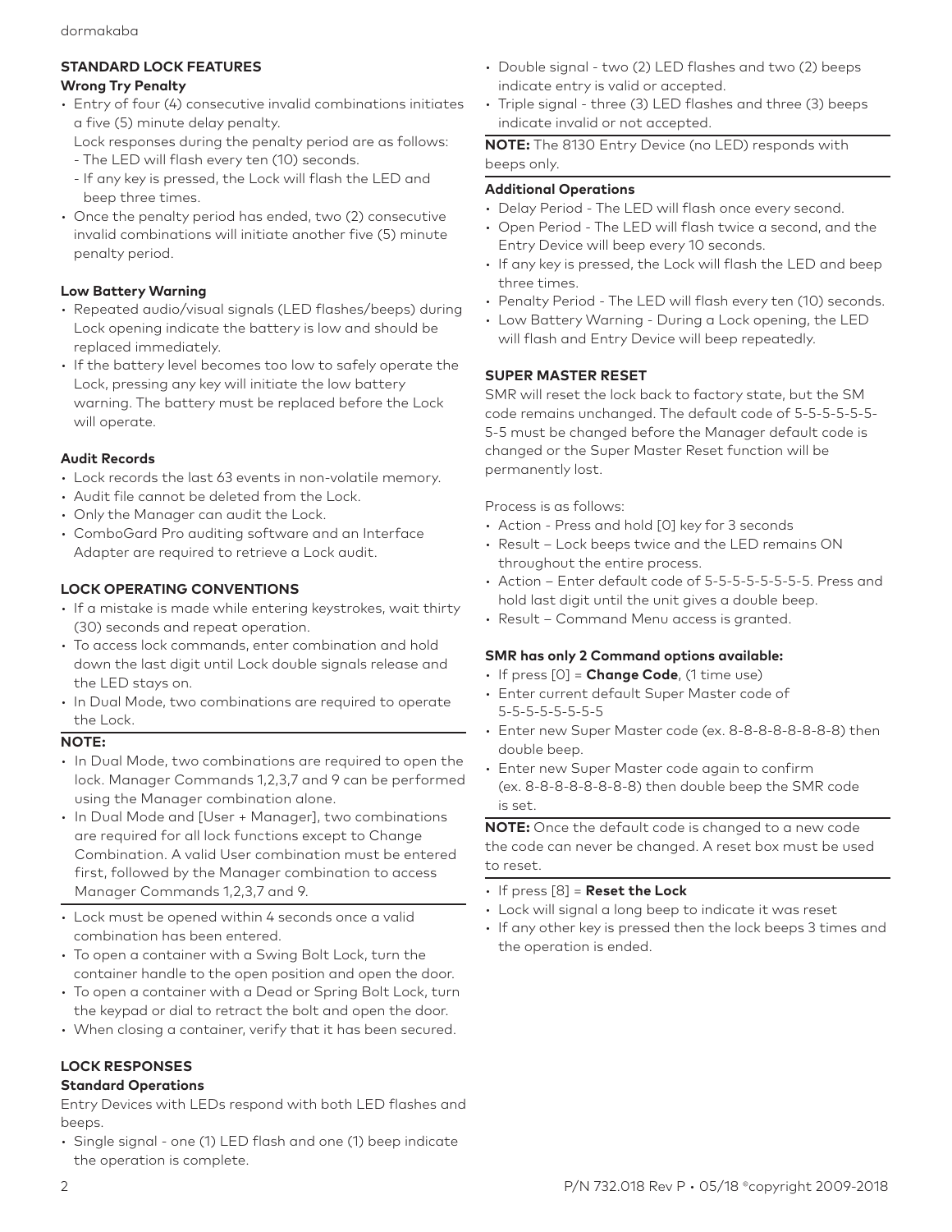## STANDARD LOCK FEATURES

### Wrong Try Penalty

- Entry of four (4) consecutive invalid combinations initiates a five (5) minute delay penalty.
  Lock responses during the penalty period are as follows:
  - The LED will flash every ten (10) seconds.
  - If any key is pressed, the Lock will flash the LED and beep three times.
- Once the penalty period has ended, two (2) consecutive invalid combinations will initiate another five (5) minute penalty period.

### Low Battery Warning

- Repeated audio/visual signals (LED flashes/beeps) during Lock opening indicate the battery is low and should be replaced immediately.
- If the battery level becomes too low to safely operate the Lock, pressing any key will initiate the low battery warning. The battery must be replaced before the Lock will operate.

### Audit Records

- Lock records the last 63 events in non-volatile memory.
- Audit file cannot be deleted from the Lock.
- Only the Manager can audit the Lock.
- ComboGard Pro auditing software and an Interface Adapter are required to retrieve a Lock audit.

## LOCK OPERATING CONVENTIONS

- If a mistake is made while entering keystrokes, wait thirty (30) seconds and repeat operation.
- To access lock commands, enter combination and hold down the last digit until Lock double signals release and the LED stays on.
- In Dual Mode, two combinations are required to operate the Lock.

**NOTE:**

- In Dual Mode, two combinations are required to open the lock. Manager Commands 1,2,3,7 and 9 can be performed using the Manager combination alone.
- In Dual Mode and [User + Manager], two combinations are required for all lock functions except to Change Combination. A valid User combination must be entered first, followed by the Manager combination to access Manager Commands 1,2,3,7 and 9.

- Lock must be opened within 4 seconds once a valid combination has been entered.
- To open a container with a Swing Bolt Lock, turn the container handle to the open position and open the door.
- To open a container with a Dead or Spring Bolt Lock, turn the keypad or dial to retract the bolt and open the door.
- When closing a container, verify that it has been secured.

## LOCK RESPONSES

### Standard Operations

Entry Devices with LEDs respond with both LED flashes and beeps.

- Single signal - one (1) LED flash and one (1) beep indicate the operation is complete.
- Double signal - two (2) LED flashes and two (2) beeps indicate entry is valid or accepted.
- Triple signal - three (3) LED flashes and three (3) beeps indicate invalid or not accepted.

**NOTE:** The 8130 Entry Device (no LED) responds with beeps only.

### Additional Operations

- Delay Period - The LED will flash once every second.
- Open Period - The LED will flash twice a second, and the Entry Device will beep every 10 seconds.
- If any key is pressed, the Lock will flash the LED and beep three times.
- Penalty Period - The LED will flash every ten (10) seconds.
- Low Battery Warning - During a Lock opening, the LED will flash and Entry Device will beep repeatedly.

## SUPER MASTER RESET

SMR will reset the lock back to factory state, but the SM code remains unchanged. The default code of 5-5-5-5-5-5-5-5 must be changed before the Manager default code is changed or the Super Master Reset function will be permanently lost.

Process is as follows:

- Action - Press and hold [0] key for 3 seconds
- Result – Lock beeps twice and the LED remains ON throughout the entire process.
- Action – Enter default code of 5-5-5-5-5-5-5-5. Press and hold last digit until the unit gives a double beep.
- Result – Command Menu access is granted.

### SMR has only 2 Command options available:

- If press [0] = **Change Code**, (1 time use)
- Enter current default Super Master code of 5-5-5-5-5-5-5-5
- Enter new Super Master code (ex. 8-8-8-8-8-8-8-8) then double beep.
- Enter new Super Master code again to confirm (ex. 8-8-8-8-8-8-8-8) then double beep the SMR code is set.

**NOTE:** Once the default code is changed to a new code the code can never be changed. A reset box must be used to reset.

- If press [8] = **Reset the Lock**
- Lock will signal a long beep to indicate it was reset
- If any other key is pressed then the lock beeps 3 times and the operation is ended.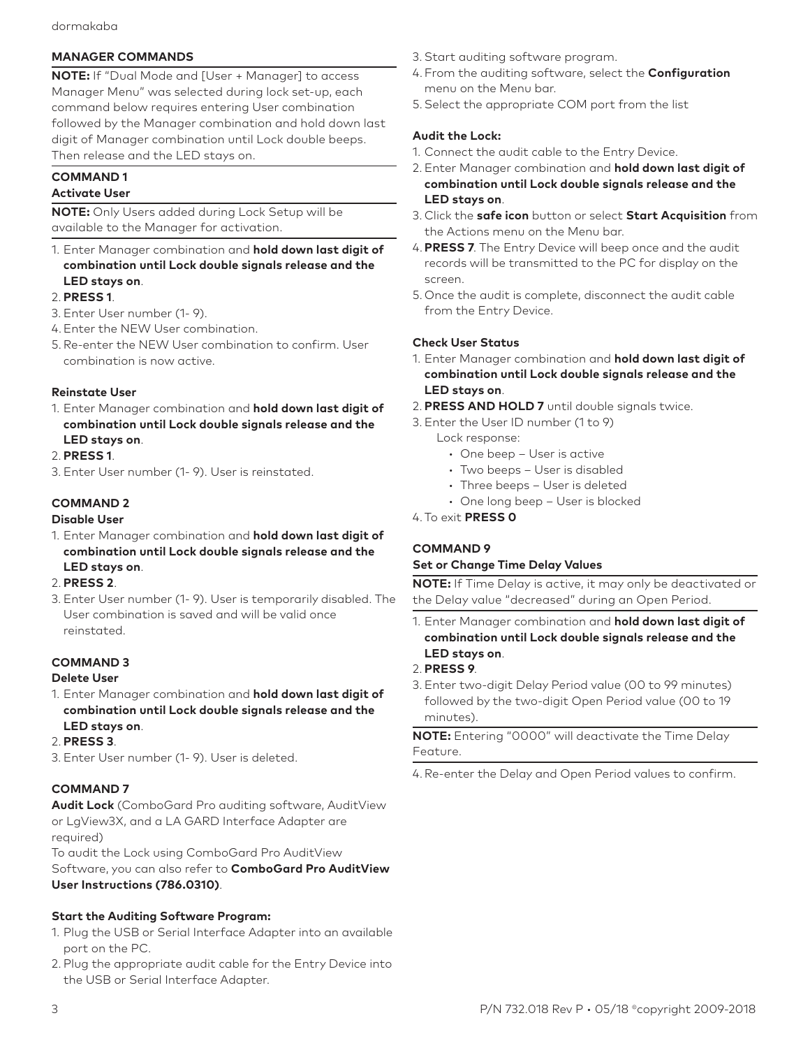## MANAGER COMMANDS

**NOTE:** If "Dual Mode and [User + Manager] to access Manager Menu" was selected during lock set-up, each command below requires entering User combination followed by the Manager combination and hold down last digit of Manager combination until Lock double beeps. Then release and the LED stays on.

### COMMAND 1

#### Activate User

**NOTE:** Only Users added during Lock Setup will be available to the Manager for activation.

1. Enter Manager combination and **hold down last digit of combination until Lock double signals release and the LED stays on**.
2. **PRESS 1**.
3. Enter User number (1- 9).
4. Enter the NEW User combination.
5. Re-enter the NEW User combination to confirm. User combination is now active.

#### Reinstate User

1. Enter Manager combination and **hold down last digit of combination until Lock double signals release and the LED stays on**.
2. **PRESS 1**.
3. Enter User number (1- 9). User is reinstated.

### COMMAND 2

#### Disable User

1. Enter Manager combination and **hold down last digit of combination until Lock double signals release and the LED stays on**.
2. **PRESS 2**.
3. Enter User number (1- 9). User is temporarily disabled. The User combination is saved and will be valid once reinstated.

### COMMAND 3

#### Delete User

1. Enter Manager combination and **hold down last digit of combination until Lock double signals release and the LED stays on**.
2. **PRESS 3**.
3. Enter User number (1- 9). User is deleted.

### COMMAND 7

**Audit Lock** (ComboGard Pro auditing software, AuditView or LgView3X, and a LA GARD Interface Adapter are required)

To audit the Lock using ComboGard Pro AuditView Software, you can also refer to **ComboGard Pro AuditView User Instructions (786.0310)**.

#### Start the Auditing Software Program:

1. Plug the USB or Serial Interface Adapter into an available port on the PC.
2. Plug the appropriate audit cable for the Entry Device into the USB or Serial Interface Adapter.
3. Start auditing software program.
4. From the auditing software, select the **Configuration** menu on the Menu bar.
5. Select the appropriate COM port from the list

#### Audit the Lock:

1. Connect the audit cable to the Entry Device.
2. Enter Manager combination and **hold down last digit of combination until Lock double signals release and the LED stays on**.
3. Click the **safe icon** button or select **Start Acquisition** from the Actions menu on the Menu bar.
4. **PRESS 7**. The Entry Device will beep once and the audit records will be transmitted to the PC for display on the screen.
5. Once the audit is complete, disconnect the audit cable from the Entry Device.

#### Check User Status

1. Enter Manager combination and **hold down last digit of combination until Lock double signals release and the LED stays on**.
2. **PRESS AND HOLD 7** until double signals twice.
3. Enter the User ID number (1 to 9)
   Lock response:
   - One beep – User is active
   - Two beeps – User is disabled
   - Three beeps – User is deleted
   - One long beep – User is blocked
4. To exit **PRESS 0**

### COMMAND 9

#### Set or Change Time Delay Values

**NOTE:** If Time Delay is active, it may only be deactivated or the Delay value "decreased" during an Open Period.

1. Enter Manager combination and **hold down last digit of combination until Lock double signals release and the LED stays on**.
2. **PRESS 9**.
3. Enter two-digit Delay Period value (00 to 99 minutes) followed by the two-digit Open Period value (00 to 19 minutes).

**NOTE:** Entering "0000" will deactivate the Time Delay Feature.

4. Re-enter the Delay and Open Period values to confirm.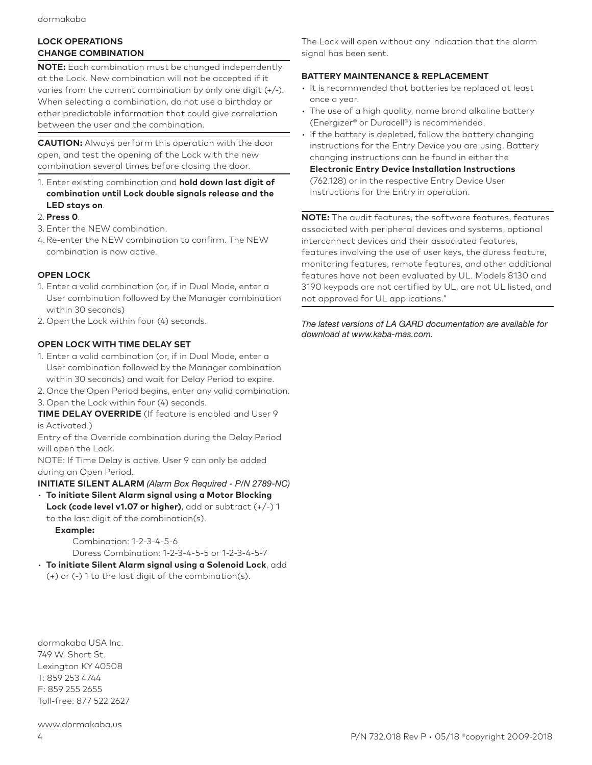## LOCK OPERATIONS
## CHANGE COMBINATION

**NOTE:** Each combination must be changed independently at the Lock. New combination will not be accepted if it varies from the current combination by only one digit (+/-). When selecting a combination, do not use a birthday or other predictable information that could give correlation between the user and the combination.

**CAUTION:** Always perform this operation with the door open, and test the opening of the Lock with the new combination several times before closing the door.

1. Enter existing combination and **hold down last digit of combination until Lock double signals release and the LED stays on**.
2. **Press 0**.
3. Enter the NEW combination.
4. Re-enter the NEW combination to confirm. The NEW combination is now active.

### OPEN LOCK

1. Enter a valid combination (or, if in Dual Mode, enter a User combination followed by the Manager combination within 30 seconds)
2. Open the Lock within four (4) seconds.

### OPEN LOCK WITH TIME DELAY SET

1. Enter a valid combination (or, if in Dual Mode, enter a User combination followed by the Manager combination within 30 seconds) and wait for Delay Period to expire.
2. Once the Open Period begins, enter any valid combination.
3. Open the Lock within four (4) seconds.

**TIME DELAY OVERRIDE** (If feature is enabled and User 9 is Activated.)

Entry of the Override combination during the Delay Period will open the Lock.

NOTE: If Time Delay is active, User 9 can only be added during an Open Period.

**INITIATE SILENT ALARM** *(Alarm Box Required - P/N 2789-NC)*

- **To initiate Silent Alarm signal using a Motor Blocking Lock (code level v1.07 or higher)**, add or subtract (+/-) 1 to the last digit of the combination(s).

  **Example:**

  Combination: 1-2-3-4-5-6

  Duress Combination: 1-2-3-4-5-5 or 1-2-3-4-5-7
- **To initiate Silent Alarm signal using a Solenoid Lock**, add (+) or (-) 1 to the last digit of the combination(s).

The Lock will open without any indication that the alarm signal has been sent.

### BATTERY MAINTENANCE & REPLACEMENT

- It is recommended that batteries be replaced at least once a year.
- The use of a high quality, name brand alkaline battery (Energizer® or Duracell®) is recommended.
- If the battery is depleted, follow the battery changing instructions for the Entry Device you are using. Battery changing instructions can be found in either the **Electronic Entry Device Installation Instructions** (762.128) or in the respective Entry Device User Instructions for the Entry in operation.

**NOTE:** The audit features, the software features, features associated with peripheral devices and systems, optional interconnect devices and their associated features, features involving the use of user keys, the duress feature, monitoring features, remote features, and other additional features have not been evaluated by UL. Models 8130 and 3190 keypads are not certified by UL, are not UL listed, and not approved for UL applications."

*The latest versions of LA GARD documentation are available for download at www.kaba-mas.com.*

dormakaba USA Inc.
749 W. Short St.
Lexington KY 40508
T: 859 253 4744
F: 859 255 2655
Toll-free: 877 522 2627

www.dormakaba.us

P/N 732.018 Rev P • 05/18 ©copyright 2009-2018